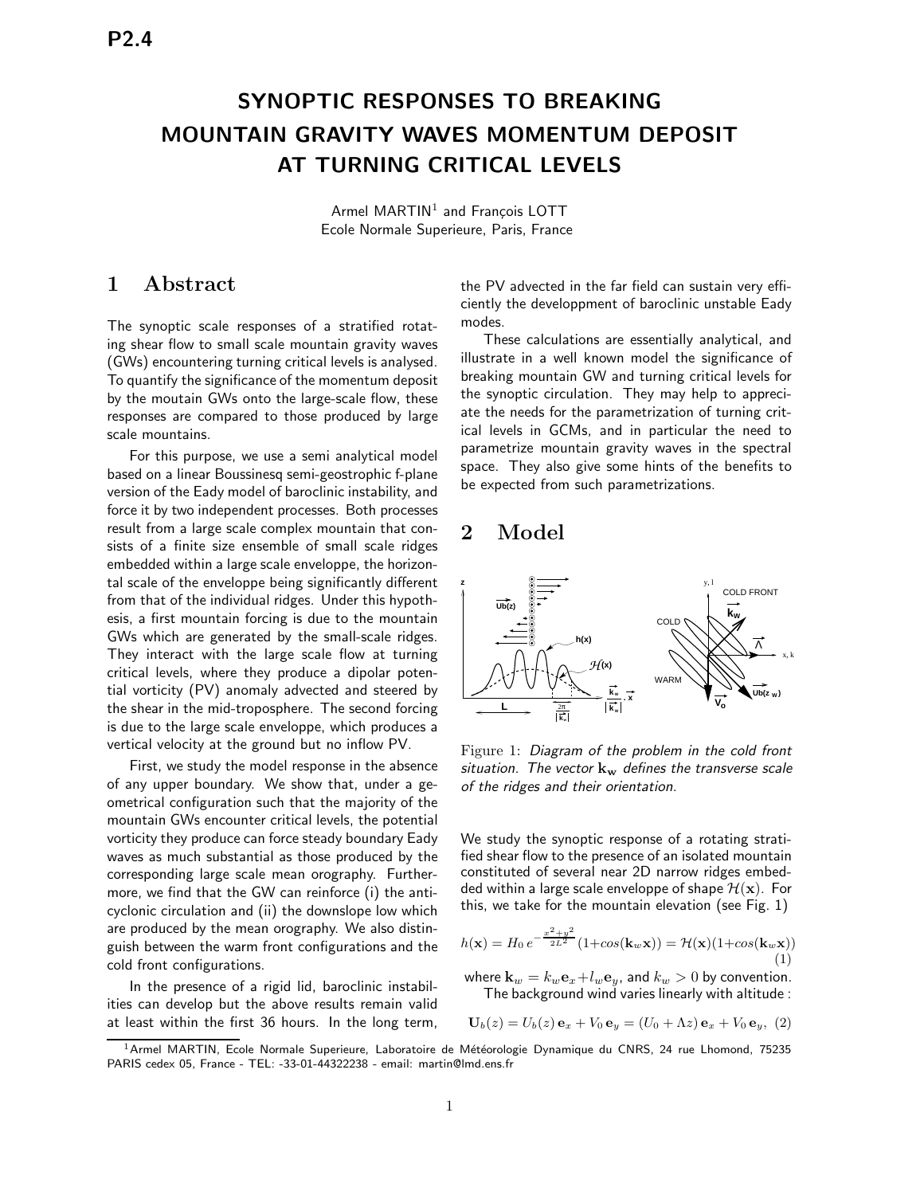P2.4

# SYNOPTIC RESPONSES TO BREAKING MOUNTAIN GRAVITY WAVES MOMENTUM DEPOSIT AT TURNING CRITICAL LEVELS

Armel MARTIN[1] and François LOTT
Ecole Normale Superieure, Paris, France

## 1 Abstract

The synoptic scale responses of a stratified rotating shear flow to small scale mountain gravity waves (GWs) encountering turning critical levels is analysed. To quantify the significance of the momentum deposit by the moutain GWs onto the large-scale flow, these responses are compared to those produced by large scale mountains.

For this purpose, we use a semi analytical model based on a linear Boussinesq semi-geostrophic f-plane version of the Eady model of baroclinic instability, and force it by two independent processes. Both processes result from a large scale complex mountain that consists of a finite size ensemble of small scale ridges embedded within a large scale enveloppe, the horizontal scale of the enveloppe being significantly different from that of the individual ridges. Under this hypothesis, a first mountain forcing is due to the mountain GWs which are generated by the small-scale ridges. They interact with the large scale flow at turning critical levels, where they produce a dipolar potential vorticity (PV) anomaly advected and steered by the shear in the mid-troposphere. The second forcing is due to the large scale enveloppe, which produces a vertical velocity at the ground but no inflow PV.

First, we study the model response in the absence of any upper boundary. We show that, under a geometrical configuration such that the majority of the mountain GWs encounter critical levels, the potential vorticity they produce can force steady boundary Eady waves as much substantial as those produced by the corresponding large scale mean orography. Furthermore, we find that the GW can reinforce (i) the anticyclonic circulation and (ii) the downslope low which are produced by the mean orography. We also distinguish between the warm front configurations and the cold front configurations.

In the presence of a rigid lid, baroclinic instabilities can develop but the above results remain valid at least within the first 36 hours. In the long term, the PV advected in the far field can sustain very efficiently the developpment of baroclinic unstable Eady modes.

These calculations are essentially analytical, and illustrate in a well known model the significance of breaking mountain GW and turning critical levels for the synoptic circulation. They may help to appreciate the needs for the parametrization of turning critical levels in GCMs, and in particular the need to parametrize mountain gravity waves in the spectral space. They also give some hints of the benefits to be expected from such parametrizations.

## 2 Model

Figure 1: *Diagram of the problem in the cold front situation. The vector* $\mathbf{k_w}$ *defines the transverse scale of the ridges and their orientation.*

We study the synoptic response of a rotating stratified shear flow to the presence of an isolated mountain constituted of several near 2D narrow ridges embedded within a large scale enveloppe of shape $\mathcal{H}(\mathbf{x})$. For this, we take for the mountain elevation (see Fig. 1)

$$h(\mathbf{x}) = H_0\, e^{-\frac{x^2+y^2}{2L^2}}\,(1+cos(\mathbf{k}_w\mathbf{x})) = \mathcal{H}(\mathbf{x})(1+cos(\mathbf{k}_w\mathbf{x})) \quad (1)$$

where $\mathbf{k}_w = k_w\mathbf{e}_x + l_w\mathbf{e}_y$, and $k_w > 0$ by convention.

The background wind varies linearly with altitude :

$$\mathbf{U}_b(z) = U_b(z)\,\mathbf{e}_x + V_0\,\mathbf{e}_y = (U_0 + \Lambda z)\,\mathbf{e}_x + V_0\,\mathbf{e}_y, \quad (2)$$

[1] Armel MARTIN, Ecole Normale Superieure, Laboratoire de Météorologie Dynamique du CNRS, 24 rue Lhomond, 75235 PARIS cedex 05, France - TEL: -33-01-44322238 - email: martin@lmd.ens.fr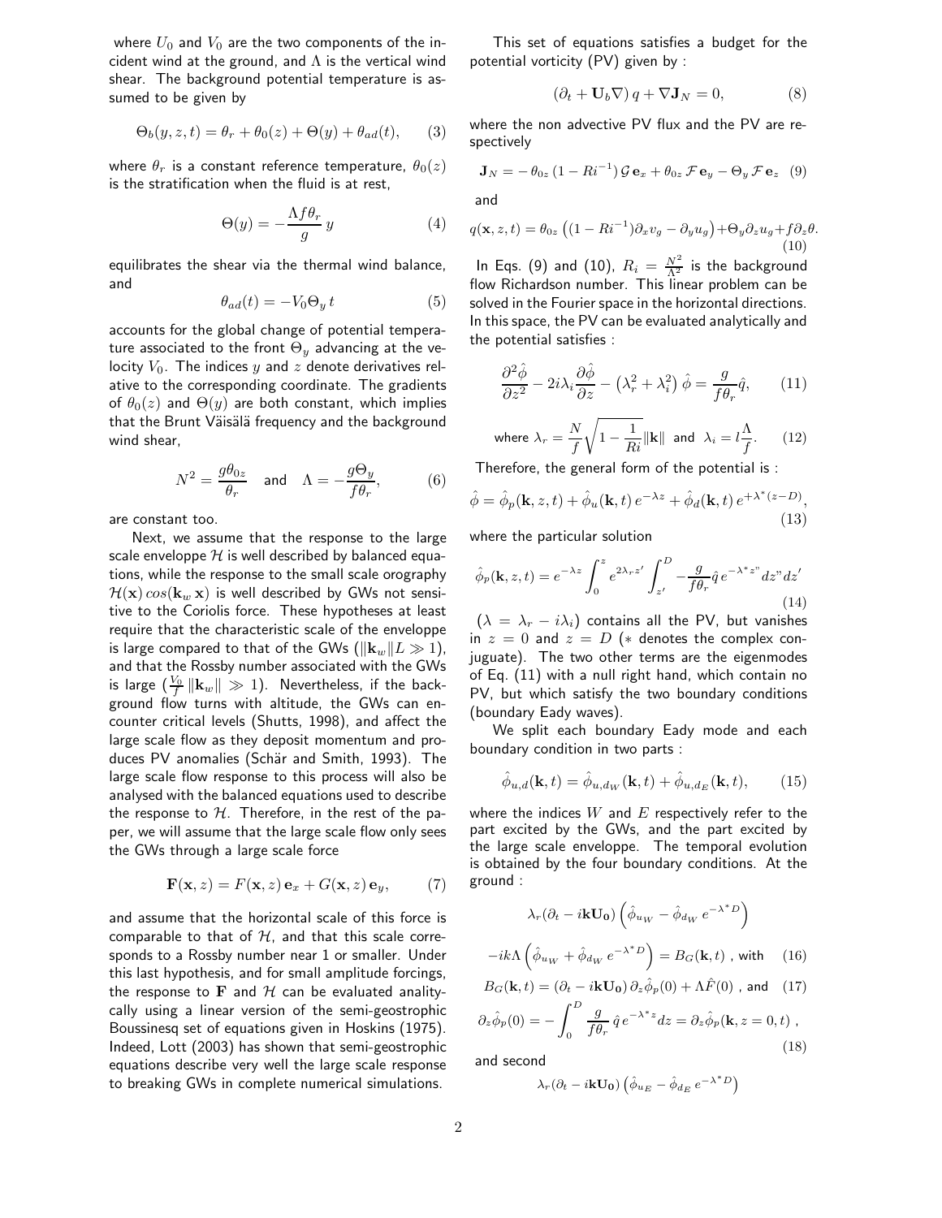where $U_0$ and $V_0$ are the two components of the incident wind at the ground, and $\Lambda$ is the vertical wind shear. The background potential temperature is assumed to be given by

$$\Theta_b(y,z,t) = \theta_r + \theta_0(z) + \Theta(y) + \theta_{ad}(t), \qquad (3)$$

where $\theta_r$ is a constant reference temperature, $\theta_0(z)$ is the stratification when the fluid is at rest,

$$\Theta(y) = -\frac{\Lambda f \theta_r}{g}\, y \qquad (4)$$

equilibrates the shear via the thermal wind balance, and

$$\theta_{ad}(t) = -V_0 \Theta_y\, t \qquad (5)$$

accounts for the global change of potential temperature associated to the front $\Theta_y$ advancing at the velocity $V_0$. The indices $y$ and $z$ denote derivatives relative to the corresponding coordinate. The gradients of $\theta_0(z)$ and $\Theta(y)$ are both constant, which implies that the Brunt Väisälä frequency and the background wind shear,

$$N^2 = \frac{g\theta_{0z}}{\theta_r} \quad \text{and} \quad \Lambda = -\frac{g\Theta_y}{f\theta_r}, \qquad (6)$$

are constant too.

Next, we assume that the response to the large scale enveloppe $\mathcal{H}$ is well described by balanced equations, while the response to the small scale orography $\mathcal{H}(\mathbf{x})\, cos(\mathbf{k}_w\, \mathbf{x})$ is well described by GWs not sensitive to the Coriolis force. These hypotheses at least require that the characteristic scale of the enveloppe is large compared to that of the GWs ($\|\mathbf{k}_w\| L \gg 1$), and that the Rossby number associated with the GWs is large ($\frac{V_0}{f}\|\mathbf{k}_w\| \gg 1$). Nevertheless, if the background flow turns with altitude, the GWs can encounter critical levels (Shutts, 1998), and affect the large scale flow as they deposit momentum and produces PV anomalies (Schär and Smith, 1993). The large scale flow response to this process will also be analysed with the balanced equations used to describe the response to $\mathcal{H}$. Therefore, in the rest of the paper, we will assume that the large scale flow only sees the GWs through a large scale force

$$\mathbf{F}(\mathbf{x},z) = F(\mathbf{x},z)\,\mathbf{e}_x + G(\mathbf{x},z)\,\mathbf{e}_y, \qquad (7)$$

and assume that the horizontal scale of this force is comparable to that of $\mathcal{H}$, and that this scale corresponds to a Rossby number near 1 or smaller. Under this last hypothesis, and for small amplitude forcings, the response to $\mathbf{F}$ and $\mathcal{H}$ can be evaluated analytically using a linear version of the semi-geostrophic Boussinesq set of equations given in Hoskins (1975). Indeed, Lott (2003) has shown that semi-geostrophic equations describe very well the large scale response to breaking GWs in complete numerical simulations.

This set of equations satisfies a budget for the potential vorticity (PV) given by :

$$\left(\partial_t + \mathbf{U}_b \nabla\right) q + \nabla \mathbf{J}_N = 0, \qquad (8)$$

where the non advective PV flux and the PV are respectively

$$\mathbf{J}_N = -\,\theta_{0z}\,(1 - Ri^{-1})\,\mathcal{G}\,\mathbf{e}_x + \theta_{0z}\,\mathcal{F}\,\mathbf{e}_y - \Theta_y\,\mathcal{F}\,\mathbf{e}_z \quad (9)$$

and

$$q(\mathbf{x},z,t) = \theta_{0z}\left((1-Ri^{-1})\partial_x v_g - \partial_y u_g\right) + \Theta_y \partial_z u_g + f\partial_z \theta. \qquad (10)$$

In Eqs. (9) and (10), $R_i = \frac{N^2}{\Lambda^2}$ is the background flow Richardson number. This linear problem can be solved in the Fourier space in the horizontal directions. In this space, the PV can be evaluated analytically and the potential satisfies :

$$\frac{\partial^2 \hat{\phi}}{\partial z^2} - 2i\lambda_i \frac{\partial \hat{\phi}}{\partial z} - \left(\lambda_r^2 + \lambda_i^2\right)\hat{\phi} = \frac{g}{f\theta_r}\hat{q}, \qquad (11)$$

$$\text{where } \lambda_r = \frac{N}{f}\sqrt{1 - \frac{1}{Ri}}\,\|\mathbf{k}\| \ \text{ and } \ \lambda_i = l\frac{\Lambda}{f}. \qquad (12)$$

Therefore, the general form of the potential is :

$$\hat{\phi} = \hat{\phi}_p(\mathbf{k},z,t) + \hat{\phi}_u(\mathbf{k},t)\,e^{-\lambda z} + \hat{\phi}_d(\mathbf{k},t)\,e^{+\lambda^*(z-D)}, \qquad (13)$$

where the particular solution

$$\hat{\phi}_p(\mathbf{k},z,t) = e^{-\lambda z}\int_0^z e^{2\lambda_r z'}\int_{z'}^D -\frac{g}{f\theta_r}\hat{q}\,e^{-\lambda^* z"}dz"dz' \qquad (14)$$

($\lambda = \lambda_r - i\lambda_i$) contains all the PV, but vanishes in $z = 0$ and $z = D$ ($*$ denotes the complex conjuguate). The two other terms are the eigenmodes of Eq. (11) with a null right hand, which contain no PV, but which satisfy the two boundary conditions (boundary Eady waves).

We split each boundary Eady mode and each boundary condition in two parts :

$$\hat{\phi}_{u,d}(\mathbf{k},t) = \hat{\phi}_{u,d_W}(\mathbf{k},t) + \hat{\phi}_{u,d_E}(\mathbf{k},t), \qquad (15)$$

where the indices $W$ and $E$ respectively refer to the part excited by the GWs, and the part excited by the large scale enveloppe. The temporal evolution is obtained by the four boundary conditions. At the ground :

$$\lambda_r(\partial_t - i\mathbf{k}\mathbf{U_0})\left(\hat{\phi}_{u_W} - \hat{\phi}_{d_W}\,e^{-\lambda^* D}\right)$$

$$-ik\Lambda\left(\hat{\phi}_{u_W} + \hat{\phi}_{d_W}\,e^{-\lambda^* D}\right) = B_G(\mathbf{k},t)\ \text{, with} \quad (16)$$

$$B_G(\mathbf{k},t) = (\partial_t - i\mathbf{k}\mathbf{U_0})\,\partial_z\hat{\phi}_p(0) + \Lambda\hat{F}(0)\ \text{, and} \quad (17)$$

$$\partial_z\hat{\phi}_p(0) = -\int_0^D \frac{g}{f\theta_r}\,\hat{q}\,e^{-\lambda^* z}dz = \partial_z\hat{\phi}_p(\mathbf{k}, z=0, t)\ , \qquad (18)$$

and second

$$\lambda_r(\partial_t - i\mathbf{k}\mathbf{U_0})\left(\hat{\phi}_{u_E} - \hat{\phi}_{d_E}\,e^{-\lambda^* D}\right)$$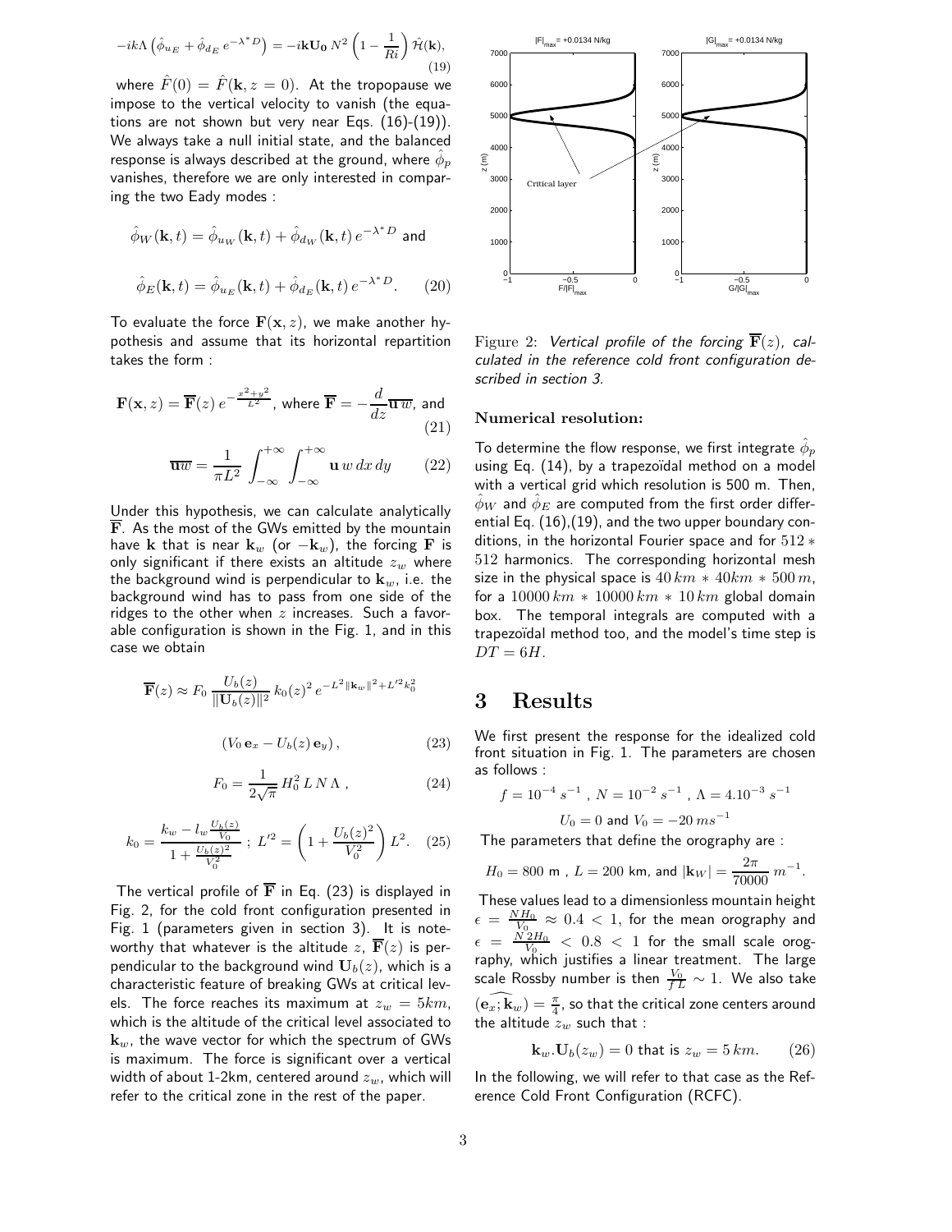$$-ik\Lambda\left(\hat{\phi}_{u_E}+\hat{\phi}_{d_E}\,e^{-\lambda^* D}\right)=-i\mathbf{k}\mathbf{U_0}\,N^2\left(1-\frac{1}{Ri}\right)\hat{\mathcal{H}}(\mathbf{k}),\tag{19}$$

where $\hat{F}(0)=\hat{F}(\mathbf{k},z=0)$. At the tropopause we impose to the vertical velocity to vanish (the equations are not shown but very near Eqs. (16)-(19)). We always take a null initial state, and the balanced response is always described at the ground, where $\hat{\phi}_p$ vanishes, therefore we are only interested in comparing the two Eady modes :

$$\hat{\phi}_W(\mathbf{k},t)=\hat{\phi}_{u_W}(\mathbf{k},t)+\hat{\phi}_{d_W}(\mathbf{k},t)\,e^{-\lambda^* D}\text{ and}$$

$$\hat{\phi}_E(\mathbf{k},t)=\hat{\phi}_{u_E}(\mathbf{k},t)+\hat{\phi}_{d_E}(\mathbf{k},t)\,e^{-\lambda^* D}.\tag{20}$$

To evaluate the force $\mathbf{F}(\mathbf{x},z)$, we make another hypothesis and assume that its horizontal repartition takes the form :

$$\mathbf{F}(\mathbf{x},z)=\overline{\mathbf{F}}(z)\,e^{-\frac{x^2+y^2}{L^2}},\text{ where }\overline{\mathbf{F}}=-\frac{d}{dz}\overline{\mathbf{u}\,w},\text{ and}\tag{21}$$

$$\overline{\mathbf{u}w}=\frac{1}{\pi L^2}\int_{-\infty}^{+\infty}\int_{-\infty}^{+\infty}\mathbf{u}\,w\,dx\,dy\tag{22}$$

Under this hypothesis, we can calculate analytically $\overline{\mathbf{F}}$. As the most of the GWs emitted by the mountain have $\mathbf{k}$ that is near $\mathbf{k}_w$ (or $-\mathbf{k}_w$), the forcing $\mathbf{F}$ is only significant if there exists an altitude $z_w$ where the background wind is perpendicular to $\mathbf{k}_w$, i.e. the background wind has to pass from one side of the ridges to the other when $z$ increases. Such a favorable configuration is shown in the Fig. 1, and in this case we obtain

$$\overline{\mathbf{F}}(z)\approx F_0\,\frac{U_b(z)}{\|\mathbf{U}_b(z)\|^2}\,k_0(z)^2\,e^{-L^2\|\mathbf{k}_w\|^2+L'^2k_0^2}$$

$$\left(V_0\,\mathbf{e}_x-U_b(z)\,\mathbf{e}_y\right),\tag{23}$$

$$F_0=\frac{1}{2\sqrt{\pi}}\,H_0^2\,L\,N\,\Lambda\;,\tag{24}$$

$$k_0=\frac{k_w-l_w\frac{U_b(z)}{V_0}}{1+\frac{U_b(z)^2}{V_0^2}}\;;\;L'^2=\left(1+\frac{U_b(z)^2}{V_0^2}\right)L^2.\tag{25}$$

The vertical profile of $\overline{\mathbf{F}}$ in Eq. (23) is displayed in Fig. 2, for the cold front configuration presented in Fig. 1 (parameters given in section 3). It is noteworthy that whatever is the altitude $z$, $\overline{\mathbf{F}}(z)$ is perpendicular to the background wind $\mathbf{U}_b(z)$, which is a characteristic feature of breaking GWs at critical levels. The force reaches its maximum at $z_w=5km$, which is the altitude of the critical level associated to $\mathbf{k}_w$, the wave vector for which the spectrum of GWs is maximum. The force is significant over a vertical width of about 1-2km, centered around $z_w$, which will refer to the critical zone in the rest of the paper.

Figure 2: *Vertical profile of the forcing $\overline{\mathbf{F}}(z)$, calculated in the reference cold front configuration described in section 3.*

**Numerical resolution:**

To determine the flow response, we first integrate $\hat{\phi}_p$ using Eq. (14), by a trapezoïdal method on a model with a vertical grid which resolution is 500 m. Then, $\hat{\phi}_W$ and $\hat{\phi}_E$ are computed from the first order differential Eq. (16),(19), and the two upper boundary conditions, in the horizontal Fourier space and for $512*512$ harmonics. The corresponding horizontal mesh size in the physical space is $40\,km*40km*500\,m$, for a $10000\,km*10000\,km*10\,km$ global domain box. The temporal integrals are computed with a trapezoïdal method too, and the model's time step is $DT=6H$.

# 3 Results

We first present the response for the idealized cold front situation in Fig. 1. The parameters are chosen as follows :

$$f=10^{-4}\,s^{-1}\;,\;N=10^{-2}\,s^{-1}\;,\;\Lambda=4.10^{-3}\,s^{-1}$$

$$U_0=0\text{ and }V_0=-20\,ms^{-1}$$

The parameters that define the orography are :

$$H_0=800\text{ m}\;,\;L=200\text{ km, and }|\mathbf{k}_W|=\frac{2\pi}{70000}\,m^{-1}.$$

These values lead to a dimensionless mountain height $\epsilon=\frac{NH_0}{V_0}\approx 0.4<1$, for the mean orography and $\epsilon=\frac{N\,2H_0}{V_0}<0.8<1$ for the small scale orography, which justifies a linear treatment. The large scale Rossby number is then $\frac{V_0}{fL}\sim 1$. We also take $\widehat{(\mathbf{e}_x;\mathbf{k}_w)}=\frac{\pi}{4}$, so that the critical zone centers around the altitude $z_w$ such that :

$$\mathbf{k}_w.\mathbf{U}_b(z_w)=0\text{ that is }z_w=5\,km.\tag{26}$$

In the following, we will refer to that case as the Reference Cold Front Configuration (RCFC).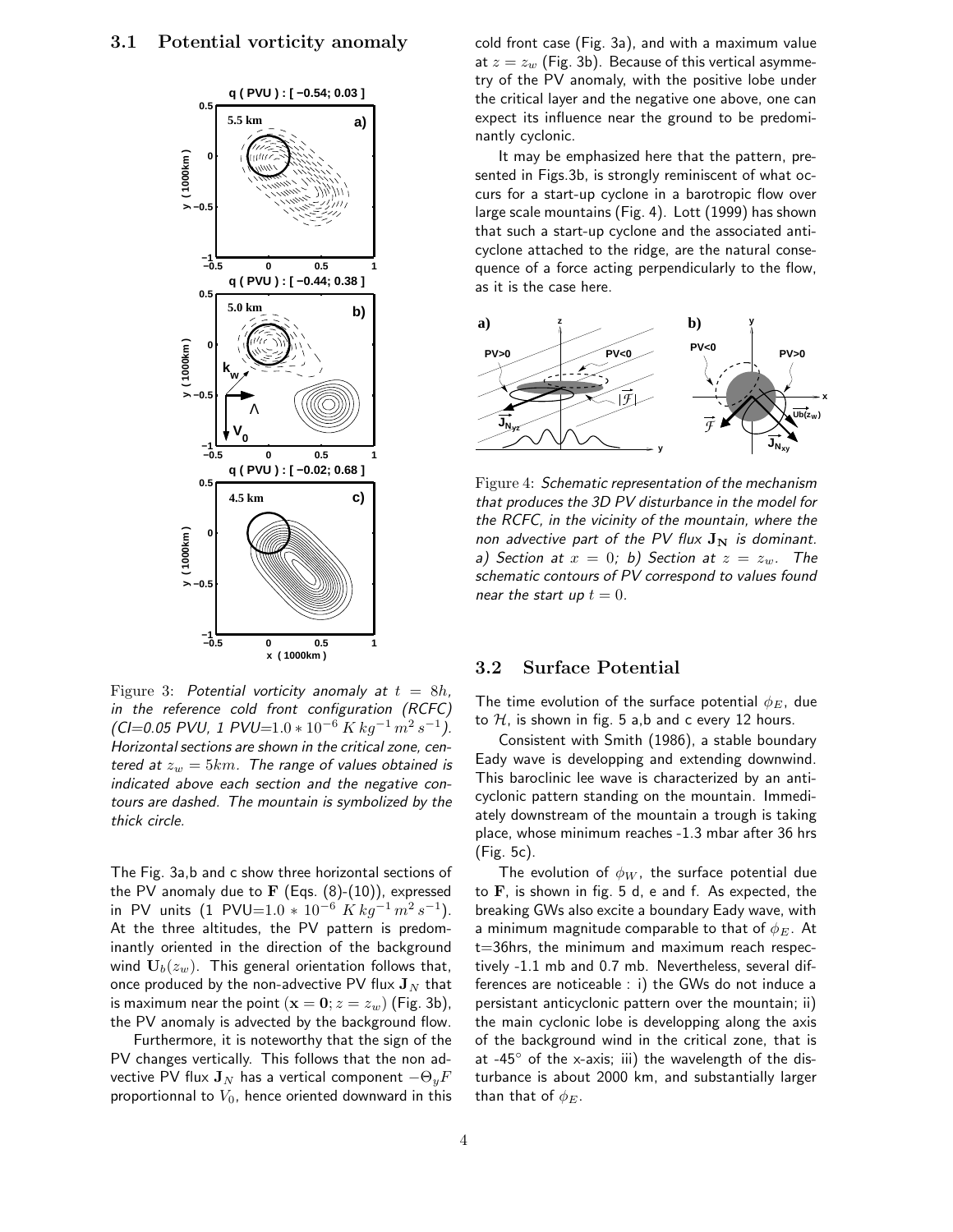### 3.1 Potential vorticity anomaly

Figure 3: *Potential vorticity anomaly at $t = 8h$, in the reference cold front configuration (RCFC) (CI=0.05 PVU, 1 PVU=$1.0 * 10^{-6}\, K\, kg^{-1}\, m^2\, s^{-1}$). Horizontal sections are shown in the critical zone, centered at $z_w = 5km$. The range of values obtained is indicated above each section and the negative contours are dashed. The mountain is symbolized by the thick circle.*

The Fig. 3a,b and c show three horizontal sections of the PV anomaly due to $\mathbf{F}$ (Eqs. (8)-(10)), expressed in PV units (1 PVU=$1.0 * 10^{-6}\; K\, kg^{-1}\, m^2\, s^{-1}$). At the three altitudes, the PV pattern is predominantly oriented in the direction of the background wind $\mathbf{U}_b(z_w)$. This general orientation follows that, once produced by the non-advective PV flux $\mathbf{J}_N$ that is maximum near the point $(\mathbf{x} = \mathbf{0}; z = z_w)$ (Fig. 3b), the PV anomaly is advected by the background flow.

Furthermore, it is noteworthy that the sign of the PV changes vertically. This follows that the non advective PV flux $\mathbf{J}_N$ has a vertical component $-\Theta_y F$ proportionnal to $V_0$, hence oriented downward in this cold front case (Fig. 3a), and with a maximum value at $z = z_w$ (Fig. 3b). Because of this vertical asymmetry of the PV anomaly, with the positive lobe under the critical layer and the negative one above, one can expect its influence near the ground to be predominantly cyclonic.

It may be emphasized here that the pattern, presented in Figs.3b, is strongly reminiscent of what occurs for a start-up cyclone in a barotropic flow over large scale mountains (Fig. 4). Lott (1999) has shown that such a start-up cyclone and the associated anticyclone attached to the ridge, are the natural consequence of a force acting perpendicularly to the flow, as it is the case here.

Figure 4: *Schematic representation of the mechanism that produces the 3D PV disturbance in the model for the RCFC, in the vicinity of the mountain, where the non advective part of the PV flux $\mathbf{J_N}$ is dominant. a) Section at $x = 0$; b) Section at $z = z_w$. The schematic contours of PV correspond to values found near the start up $t = 0$.*

### 3.2 Surface Potential

The time evolution of the surface potential $\phi_E$, due to $\mathcal{H}$, is shown in fig. 5 a,b and c every 12 hours.

Consistent with Smith (1986), a stable boundary Eady wave is developping and extending downwind. This baroclinic lee wave is characterized by an anticyclonic pattern standing on the mountain. Immediately downstream of the mountain a trough is taking place, whose minimum reaches -1.3 mbar after 36 hrs (Fig. 5c).

The evolution of $\phi_W$, the surface potential due to $\mathbf{F}$, is shown in fig. 5 d, e and f. As expected, the breaking GWs also excite a boundary Eady wave, with a minimum magnitude comparable to that of $\phi_E$. At t=36hrs, the minimum and maximum reach respectively -1.1 mb and 0.7 mb. Nevertheless, several differences are noticeable : i) the GWs do not induce a persistant anticyclonic pattern over the mountain; ii) the main cyclonic lobe is developping along the axis of the background wind in the critical zone, that is at -45° of the x-axis; iii) the wavelength of the disturbance is about 2000 km, and substantially larger than that of $\phi_E$.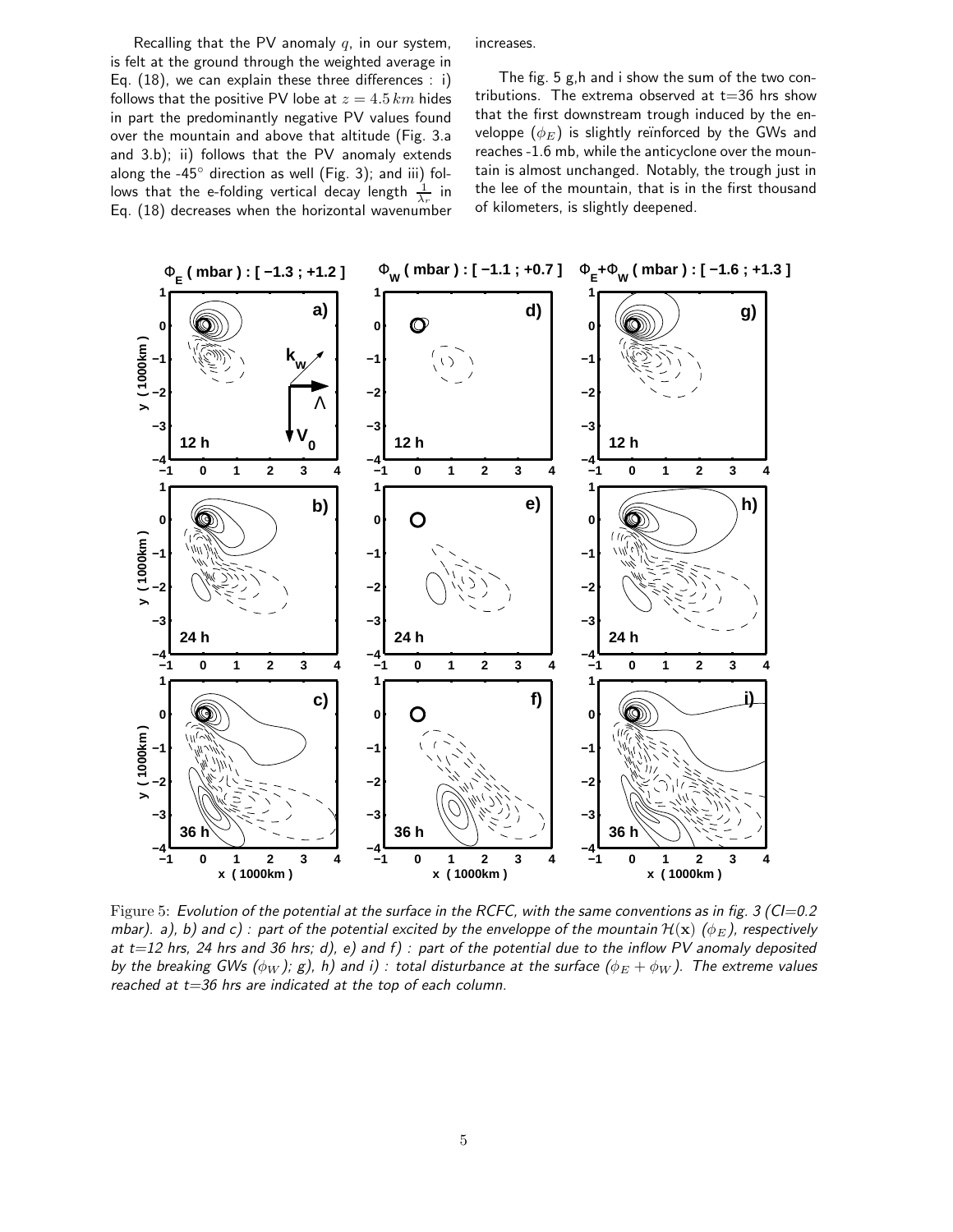Recalling that the PV anomaly $q$, in our system, is felt at the ground through the weighted average in Eq. (18), we can explain these three differences : i) follows that the positive PV lobe at $z = 4.5\,km$ hides in part the predominantly negative PV values found over the mountain and above that altitude (Fig. 3.a and 3.b); ii) follows that the PV anomaly extends along the -45° direction as well (Fig. 3); and iii) follows that the e-folding vertical decay length $\frac{1}{\lambda_r}$ in Eq. (18) decreases when the horizontal wavenumber increases.

The fig. 5 g,h and i show the sum of the two contributions. The extrema observed at t=36 hrs show that the first downstream trough induced by the enveloppe ($\phi_E$) is slightly reïnforced by the GWs and reaches -1.6 mb, while the anticyclone over the mountain is almost unchanged. Notably, the trough just in the lee of the mountain, that is in the first thousand of kilometers, is slightly deepened.

Figure 5: *Evolution of the potential at the surface in the RCFC, with the same conventions as in fig. 3 (CI=0.2 mbar). a), b) and c) : part of the potential excited by the enveloppe of the mountain $\mathcal{H}(\mathbf{x})$ ($\phi_E$), respectively at t=12 hrs, 24 hrs and 36 hrs; d), e) and f) : part of the potential due to the inflow PV anomaly deposited by the breaking GWs ($\phi_W$); g), h) and i) : total disturbance at the surface ($\phi_E + \phi_W$). The extreme values reached at t=36 hrs are indicated at the top of each column.*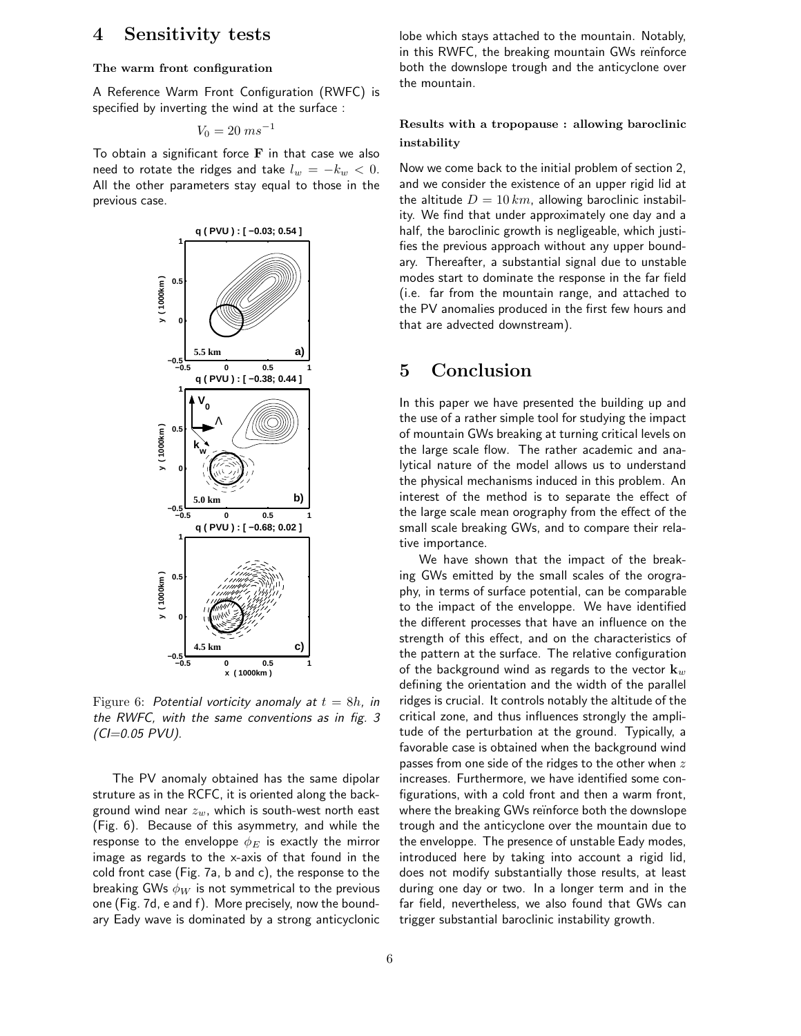## 4 Sensitivity tests

### The warm front configuration

A Reference Warm Front Configuration (RWFC) is specified by inverting the wind at the surface :

$$V_0 = 20\, ms^{-1}$$

To obtain a significant force $\mathbf{F}$ in that case we also need to rotate the ridges and take $l_w = -k_w < 0$. All the other parameters stay equal to those in the previous case.

Figure 6: *Potential vorticity anomaly at $t = 8h$, in the RWFC, with the same conventions as in fig. 3 (CI=0.05 PVU).*

The PV anomaly obtained has the same dipolar struture as in the RCFC, it is oriented along the background wind near $z_w$, which is south-west north east (Fig. 6). Because of this asymmetry, and while the response to the enveloppe $\phi_E$ is exactly the mirror image as regards to the x-axis of that found in the cold front case (Fig. 7a, b and c), the response to the breaking GWs $\phi_W$ is not symmetrical to the previous one (Fig. 7d, e and f). More precisely, now the boundary Eady wave is dominated by a strong anticyclonic lobe which stays attached to the mountain. Notably, in this RWFC, the breaking mountain GWs reïnforce both the downslope trough and the anticyclone over the mountain.

### Results with a tropopause : allowing baroclinic instability

Now we come back to the initial problem of section 2, and we consider the existence of an upper rigid lid at the altitude $D = 10\, km$, allowing baroclinic instability. We find that under approximately one day and a half, the baroclinic growth is negligeable, which justifies the previous approach without any upper boundary. Thereafter, a substantial signal due to unstable modes start to dominate the response in the far field (i.e. far from the mountain range, and attached to the PV anomalies produced in the first few hours and that are advected downstream).

## 5 Conclusion

In this paper we have presented the building up and the use of a rather simple tool for studying the impact of mountain GWs breaking at turning critical levels on the large scale flow. The rather academic and analytical nature of the model allows us to understand the physical mechanisms induced in this problem. An interest of the method is to separate the effect of the large scale mean orography from the effect of the small scale breaking GWs, and to compare their relative importance.

We have shown that the impact of the breaking GWs emitted by the small scales of the orography, in terms of surface potential, can be comparable to the impact of the enveloppe. We have identified the different processes that have an influence on the strength of this effect, and on the characteristics of the pattern at the surface. The relative configuration of the background wind as regards to the vector $\mathbf{k}_w$ defining the orientation and the width of the parallel ridges is crucial. It controls notably the altitude of the critical zone, and thus influences strongly the amplitude of the perturbation at the ground. Typically, a favorable case is obtained when the background wind passes from one side of the ridges to the other when $z$ increases. Furthermore, we have identified some configurations, with a cold front and then a warm front, where the breaking GWs reïnforce both the downslope trough and the anticyclone over the mountain due to the enveloppe. The presence of unstable Eady modes, introduced here by taking into account a rigid lid, does not modify substantially those results, at least during one day or two. In a longer term and in the far field, nevertheless, we also found that GWs can trigger substantial baroclinic instability growth.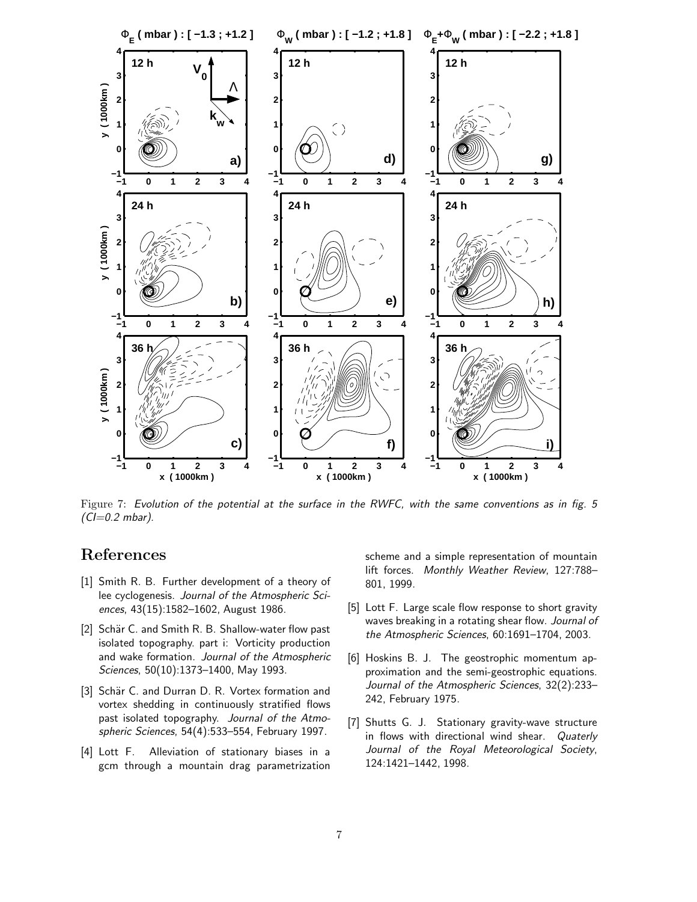$\Phi_E$ ( mbar ) : [ −1.3 ; +1.2 ]

$\Phi_W$ ( mbar ) : [ −1.2 ; +1.8 ]

$\Phi_E+\Phi_W$ ( mbar ) : [ −2.2 ; +1.8 ]

12 h

24 h

36 h

$V_0$

$\Lambda$

$k_W$

a) b) c) d) e) f) g) h) i)

y ( 1000km )

x ( 1000km )

Figure 7: *Evolution of the potential at the surface in the RWFC, with the same conventions as in fig. 5 (CI=0.2 mbar).*

## References

[1] Smith R. B. Further development of a theory of lee cyclogenesis. *Journal of the Atmospheric Sciences*, 43(15):1582–1602, August 1986.

[2] Schär C. and Smith R. B. Shallow-water flow past isolated topography. part i: Vorticity production and wake formation. *Journal of the Atmospheric Sciences*, 50(10):1373–1400, May 1993.

[3] Schär C. and Durran D. R. Vortex formation and vortex shedding in continuously stratified flows past isolated topography. *Journal of the Atmospheric Sciences*, 54(4):533–554, February 1997.

[4] Lott F. Alleviation of stationary biases in a gcm through a mountain drag parametrization scheme and a simple representation of mountain lift forces. *Monthly Weather Review*, 127:788–801, 1999.

[5] Lott F. Large scale flow response to short gravity waves breaking in a rotating shear flow. *Journal of the Atmospheric Sciences*, 60:1691–1704, 2003.

[6] Hoskins B. J. The geostrophic momentum approximation and the semi-geostrophic equations. *Journal of the Atmospheric Sciences*, 32(2):233–242, February 1975.

[7] Shutts G. J. Stationary gravity-wave structure in flows with directional wind shear. *Quaterly Journal of the Royal Meteorological Society*, 124:1421–1442, 1998.